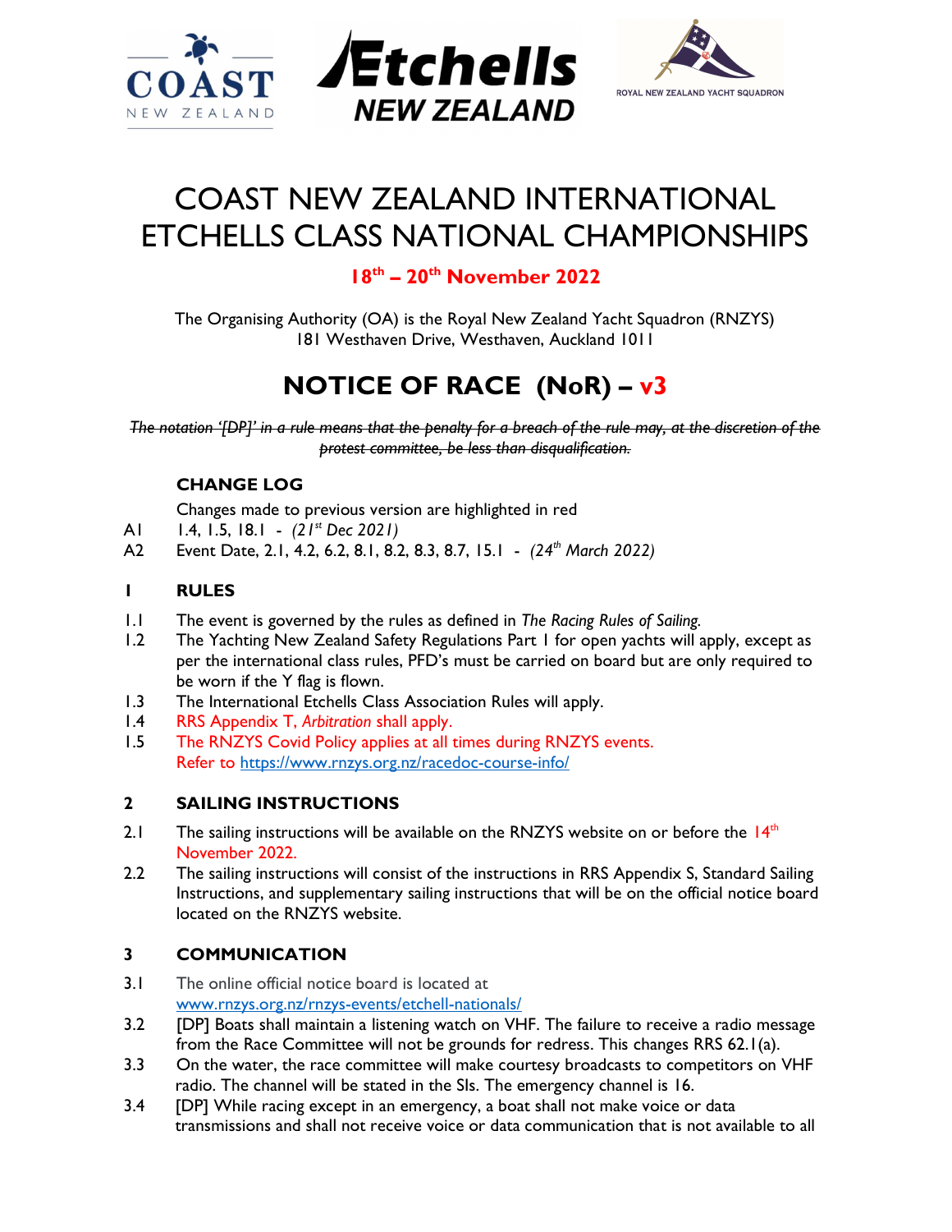# COAST NEW ZEALAND INTERNATIONAL ETCHELLS CLASS NATIONAL CHAMPIONSHIPS

**18th – 20th November 2022**

The Organising Authority (OA) is the Royal New Zealand Yacht Squadron (RNZYS)
181 Westhaven Drive, Westhaven, Auckland 1011

# NOTICE OF RACE (NoR) – v3

~~*The notation '[DP]' in a rule means that the penalty for a breach of the rule may, at the discretion of the protest committee, be less than disqualification.*~~

## CHANGE LOG

Changes made to previous version are highlighted in red

A1 1.4, 1.5, 18.1 - *(21st Dec 2021)*

A2 Event Date, 2.1, 4.2, 6.2, 8.1, 8.2, 8.3, 8.7, 15.1 - *(24th March 2022)*

## 1 RULES

1.1 The event is governed by the rules as defined in *The Racing Rules of Sailing.*

1.2 The Yachting New Zealand Safety Regulations Part 1 for open yachts will apply, except as per the international class rules, PFD's must be carried on board but are only required to be worn if the Y flag is flown.

1.3 The International Etchells Class Association Rules will apply.

1.4 RRS Appendix T, *Arbitration* shall apply.

1.5 The RNZYS Covid Policy applies at all times during RNZYS events. Refer to https://www.rnzys.org.nz/racedoc-course-info/

## 2 SAILING INSTRUCTIONS

2.1 The sailing instructions will be available on the RNZYS website on or before the 14th November 2022.

2.2 The sailing instructions will consist of the instructions in RRS Appendix S, Standard Sailing Instructions, and supplementary sailing instructions that will be on the official notice board located on the RNZYS website.

## 3 COMMUNICATION

3.1 The online official notice board is located at www.rnzys.org.nz/rnzys-events/etchell-nationals/

3.2 [DP] Boats shall maintain a listening watch on VHF. The failure to receive a radio message from the Race Committee will not be grounds for redress. This changes RRS 62.1(a).

3.3 On the water, the race committee will make courtesy broadcasts to competitors on VHF radio. The channel will be stated in the SIs. The emergency channel is 16.

3.4 [DP] While racing except in an emergency, a boat shall not make voice or data transmissions and shall not receive voice or data communication that is not available to all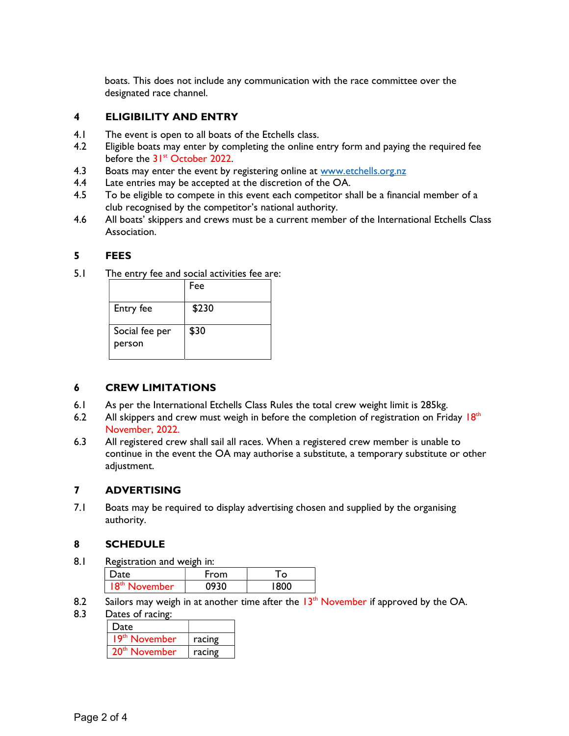boats. This does not include any communication with the race committee over the designated race channel.

## 4 ELIGIBILITY AND ENTRY

4.1 The event is open to all boats of the Etchells class.

4.2 Eligible boats may enter by completing the online entry form and paying the required fee before the 31st October 2022.

4.3 Boats may enter the event by registering online at www.etchells.org.nz

4.4 Late entries may be accepted at the discretion of the OA.

4.5 To be eligible to compete in this event each competitor shall be a financial member of a club recognised by the competitor's national authority.

4.6 All boats' skippers and crews must be a current member of the International Etchells Class Association.

## 5 FEES

5.1 The entry fee and social activities fee are:

| | Fee |
|---|---|
| Entry fee | $230 |
| Social fee per person | $30 |

## 6 CREW LIMITATIONS

6.1 As per the International Etchells Class Rules the total crew weight limit is 285kg.

6.2 All skippers and crew must weigh in before the completion of registration on Friday 18th November, 2022.

6.3 All registered crew shall sail all races. When a registered crew member is unable to continue in the event the OA may authorise a substitute, a temporary substitute or other adjustment.

## 7 ADVERTISING

7.1 Boats may be required to display advertising chosen and supplied by the organising authority.

## 8 SCHEDULE

8.1 Registration and weigh in:

| Date | From | To |
|---|---|---|
| 18th November | 0930 | 1800 |

8.2 Sailors may weigh in at another time after the 13th November if approved by the OA.

8.3 Dates of racing:

| Date | |
|---|---|
| 19th November | racing |
| 20th November | racing |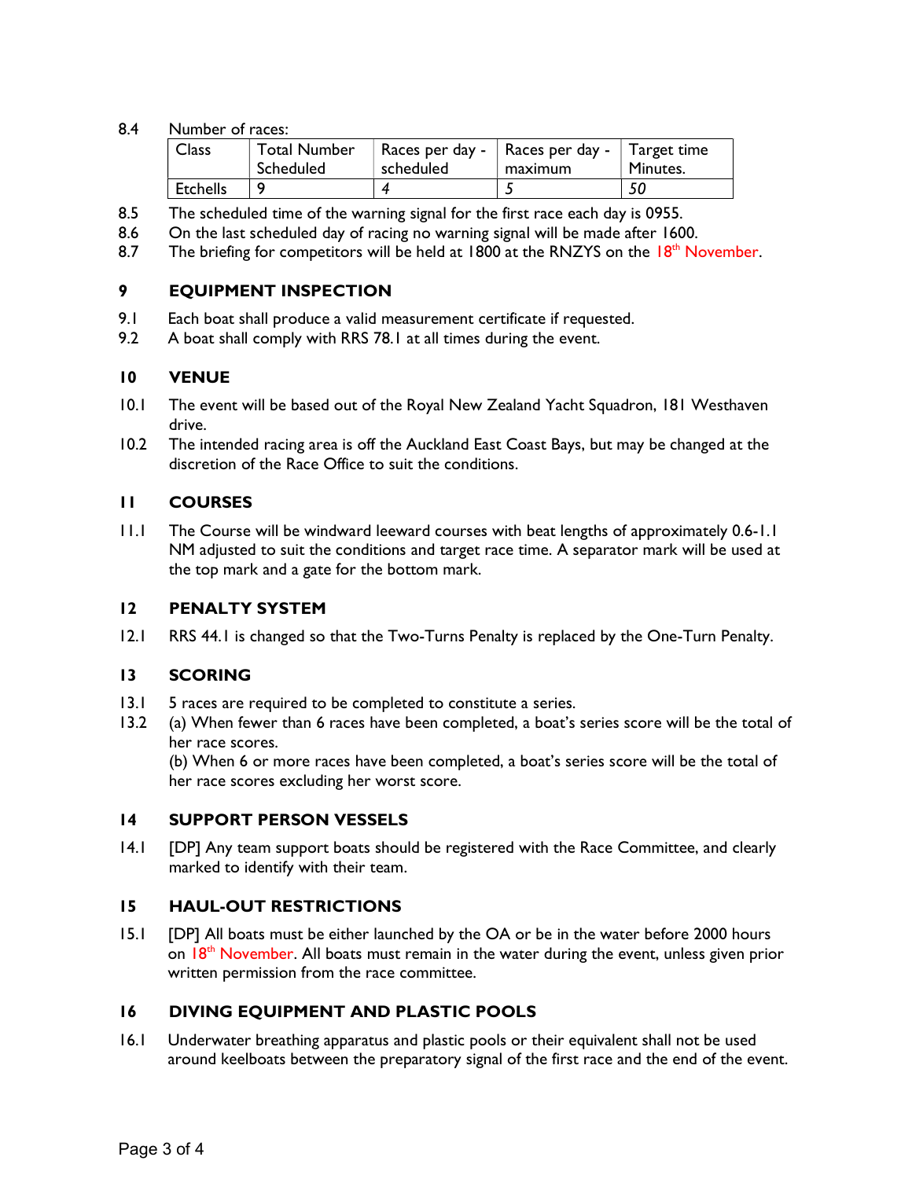8.4 Number of races:

| Class | Total Number Scheduled | Races per day - scheduled | Races per day - maximum | Target time Minutes. |
|---|---|---|---|---|
| Etchells | 9 | *4* | *5* | *50* |

8.5 The scheduled time of the warning signal for the first race each day is 0955.

8.6 On the last scheduled day of racing no warning signal will be made after 1600.

8.7 The briefing for competitors will be held at 1800 at the RNZYS on the 18th November.

## 9 EQUIPMENT INSPECTION

9.1 Each boat shall produce a valid measurement certificate if requested.

9.2 A boat shall comply with RRS 78.1 at all times during the event.

## 10 VENUE

10.1 The event will be based out of the Royal New Zealand Yacht Squadron, 181 Westhaven drive.

10.2 The intended racing area is off the Auckland East Coast Bays, but may be changed at the discretion of the Race Office to suit the conditions.

## 11 COURSES

11.1 The Course will be windward leeward courses with beat lengths of approximately 0.6-1.1 NM adjusted to suit the conditions and target race time. A separator mark will be used at the top mark and a gate for the bottom mark.

## 12 PENALTY SYSTEM

12.1 RRS 44.1 is changed so that the Two-Turns Penalty is replaced by the One-Turn Penalty.

## 13 SCORING

13.1 5 races are required to be completed to constitute a series.

13.2 (a) When fewer than 6 races have been completed, a boat's series score will be the total of her race scores.
(b) When 6 or more races have been completed, a boat's series score will be the total of her race scores excluding her worst score.

## 14 SUPPORT PERSON VESSELS

14.1 [DP] Any team support boats should be registered with the Race Committee, and clearly marked to identify with their team.

## 15 HAUL-OUT RESTRICTIONS

15.1 [DP] All boats must be either launched by the OA or be in the water before 2000 hours on 18th November. All boats must remain in the water during the event, unless given prior written permission from the race committee.

## 16 DIVING EQUIPMENT AND PLASTIC POOLS

16.1 Underwater breathing apparatus and plastic pools or their equivalent shall not be used around keelboats between the preparatory signal of the first race and the end of the event.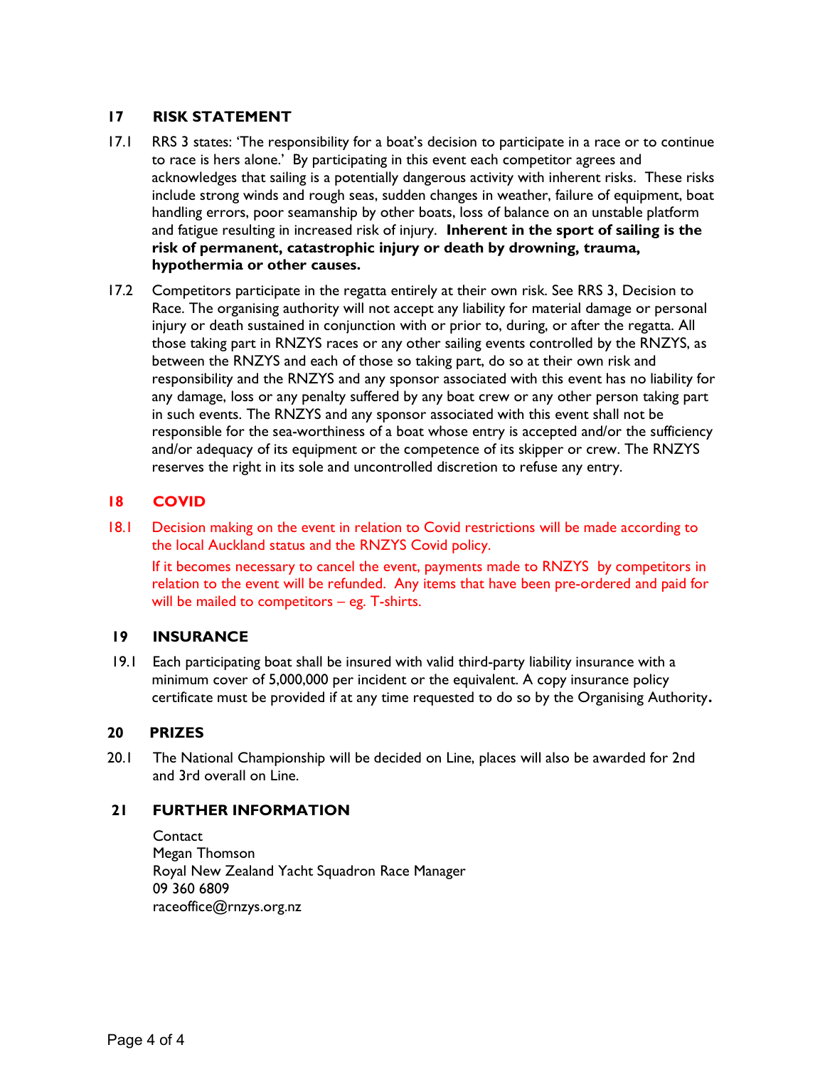## 17 RISK STATEMENT

17.1 RRS 3 states: 'The responsibility for a boat's decision to participate in a race or to continue to race is hers alone.' By participating in this event each competitor agrees and acknowledges that sailing is a potentially dangerous activity with inherent risks. These risks include strong winds and rough seas, sudden changes in weather, failure of equipment, boat handling errors, poor seamanship by other boats, loss of balance on an unstable platform and fatigue resulting in increased risk of injury. **Inherent in the sport of sailing is the risk of permanent, catastrophic injury or death by drowning, trauma, hypothermia or other causes.**

17.2 Competitors participate in the regatta entirely at their own risk. See RRS 3, Decision to Race. The organising authority will not accept any liability for material damage or personal injury or death sustained in conjunction with or prior to, during, or after the regatta. All those taking part in RNZYS races or any other sailing events controlled by the RNZYS, as between the RNZYS and each of those so taking part, do so at their own risk and responsibility and the RNZYS and any sponsor associated with this event has no liability for any damage, loss or any penalty suffered by any boat crew or any other person taking part in such events. The RNZYS and any sponsor associated with this event shall not be responsible for the sea-worthiness of a boat whose entry is accepted and/or the sufficiency and/or adequacy of its equipment or the competence of its skipper or crew. The RNZYS reserves the right in its sole and uncontrolled discretion to refuse any entry.

## 18 COVID

18.1 Decision making on the event in relation to Covid restrictions will be made according to the local Auckland status and the RNZYS Covid policy.

If it becomes necessary to cancel the event, payments made to RNZYS by competitors in relation to the event will be refunded. Any items that have been pre-ordered and paid for will be mailed to competitors – eg. T-shirts.

## 19 INSURANCE

19.1 Each participating boat shall be insured with valid third-party liability insurance with a minimum cover of 5,000,000 per incident or the equivalent. A copy insurance policy certificate must be provided if at any time requested to do so by the Organising Authority.

## 20 PRIZES

20.1 The National Championship will be decided on Line, places will also be awarded for 2nd and 3rd overall on Line.

## 21 FURTHER INFORMATION

Contact
Megan Thomson
Royal New Zealand Yacht Squadron Race Manager
09 360 6809
raceoffice@rnzys.org.nz